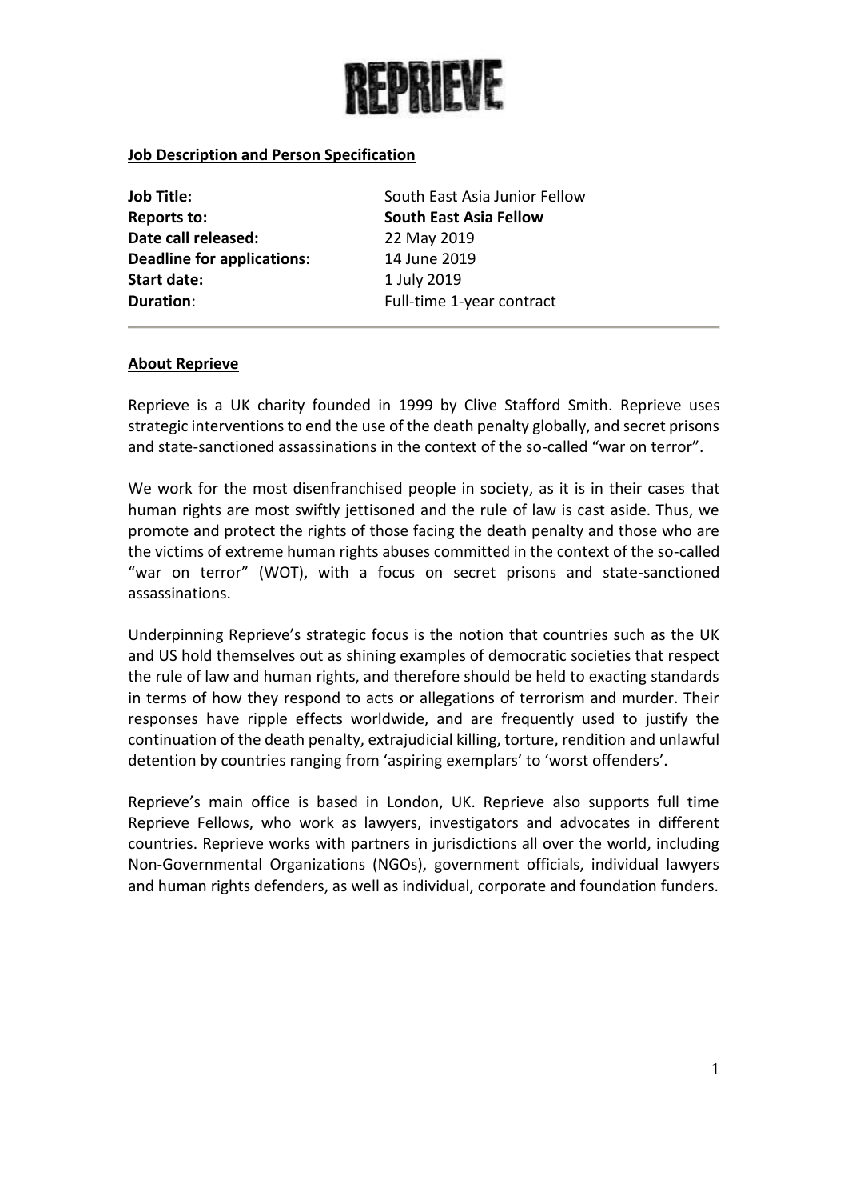# REPRIEVE

**Job Description and Person Specification**

| | |
|---|---|
| **Job Title:** | South East Asia Junior Fellow |
| **Reports to:** | **South East Asia Fellow** |
| **Date call released:** | 22 May 2019 |
| **Deadline for applications:** | 14 June 2019 |
| **Start date:** | 1 July 2019 |
| **Duration**: | Full-time 1-year contract |

**About Reprieve**

Reprieve is a UK charity founded in 1999 by Clive Stafford Smith. Reprieve uses strategic interventions to end the use of the death penalty globally, and secret prisons and state-sanctioned assassinations in the context of the so-called "war on terror".

We work for the most disenfranchised people in society, as it is in their cases that human rights are most swiftly jettisoned and the rule of law is cast aside. Thus, we promote and protect the rights of those facing the death penalty and those who are the victims of extreme human rights abuses committed in the context of the so-called "war on terror" (WOT), with a focus on secret prisons and state-sanctioned assassinations.

Underpinning Reprieve's strategic focus is the notion that countries such as the UK and US hold themselves out as shining examples of democratic societies that respect the rule of law and human rights, and therefore should be held to exacting standards in terms of how they respond to acts or allegations of terrorism and murder. Their responses have ripple effects worldwide, and are frequently used to justify the continuation of the death penalty, extrajudicial killing, torture, rendition and unlawful detention by countries ranging from 'aspiring exemplars' to 'worst offenders'.

Reprieve's main office is based in London, UK. Reprieve also supports full time Reprieve Fellows, who work as lawyers, investigators and advocates in different countries. Reprieve works with partners in jurisdictions all over the world, including Non-Governmental Organizations (NGOs), government officials, individual lawyers and human rights defenders, as well as individual, corporate and foundation funders.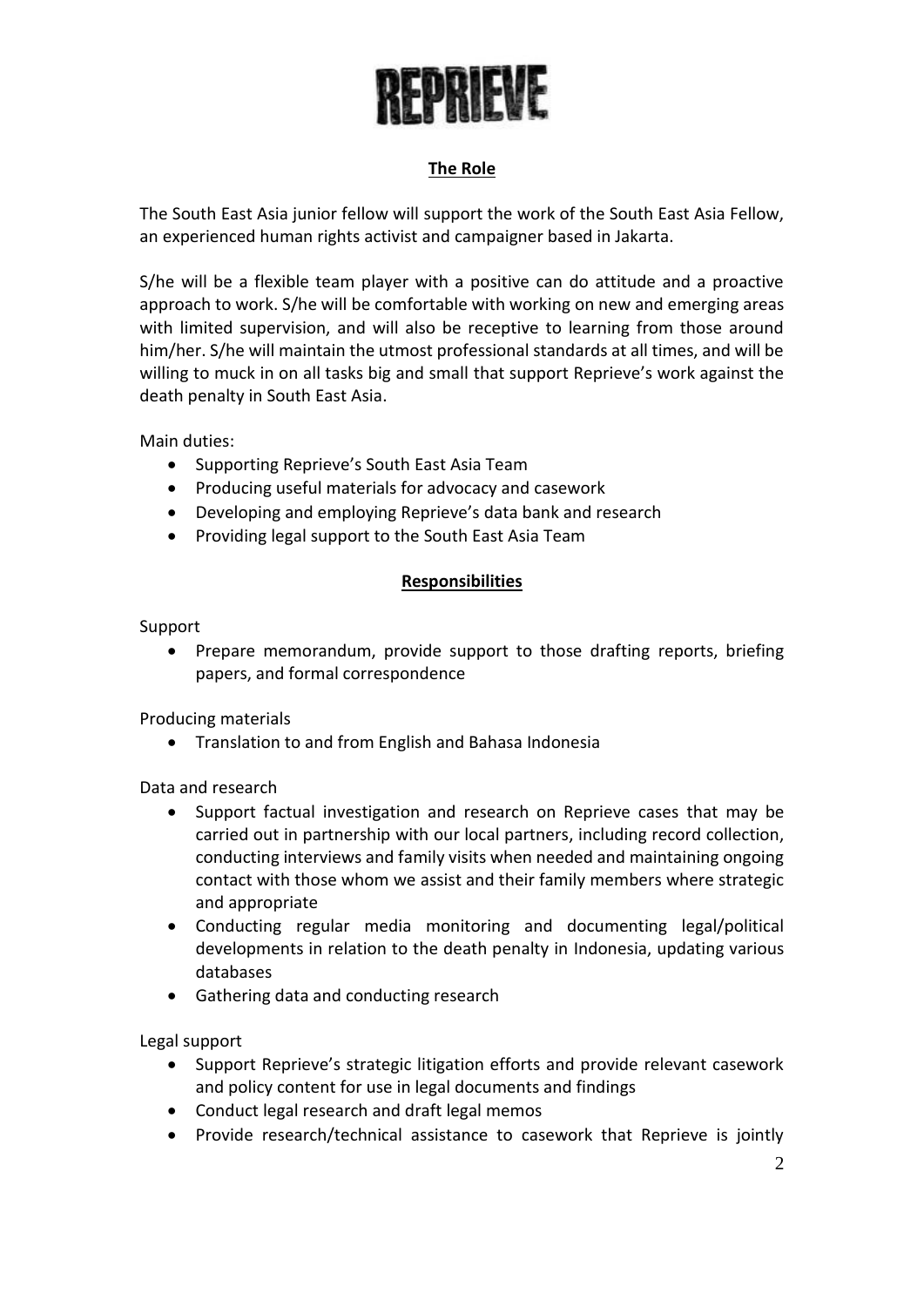# REPRIEVE

## The Role

The South East Asia junior fellow will support the work of the South East Asia Fellow, an experienced human rights activist and campaigner based in Jakarta.

S/he will be a flexible team player with a positive can do attitude and a proactive approach to work. S/he will be comfortable with working on new and emerging areas with limited supervision, and will also be receptive to learning from those around him/her. S/he will maintain the utmost professional standards at all times, and will be willing to muck in on all tasks big and small that support Reprieve's work against the death penalty in South East Asia.

Main duties:

- Supporting Reprieve's South East Asia Team
- Producing useful materials for advocacy and casework
- Developing and employing Reprieve's data bank and research
- Providing legal support to the South East Asia Team

## Responsibilities

Support

- Prepare memorandum, provide support to those drafting reports, briefing papers, and formal correspondence

Producing materials

- Translation to and from English and Bahasa Indonesia

Data and research

- Support factual investigation and research on Reprieve cases that may be carried out in partnership with our local partners, including record collection, conducting interviews and family visits when needed and maintaining ongoing contact with those whom we assist and their family members where strategic and appropriate
- Conducting regular media monitoring and documenting legal/political developments in relation to the death penalty in Indonesia, updating various databases
- Gathering data and conducting research

Legal support

- Support Reprieve's strategic litigation efforts and provide relevant casework and policy content for use in legal documents and findings
- Conduct legal research and draft legal memos
- Provide research/technical assistance to casework that Reprieve is jointly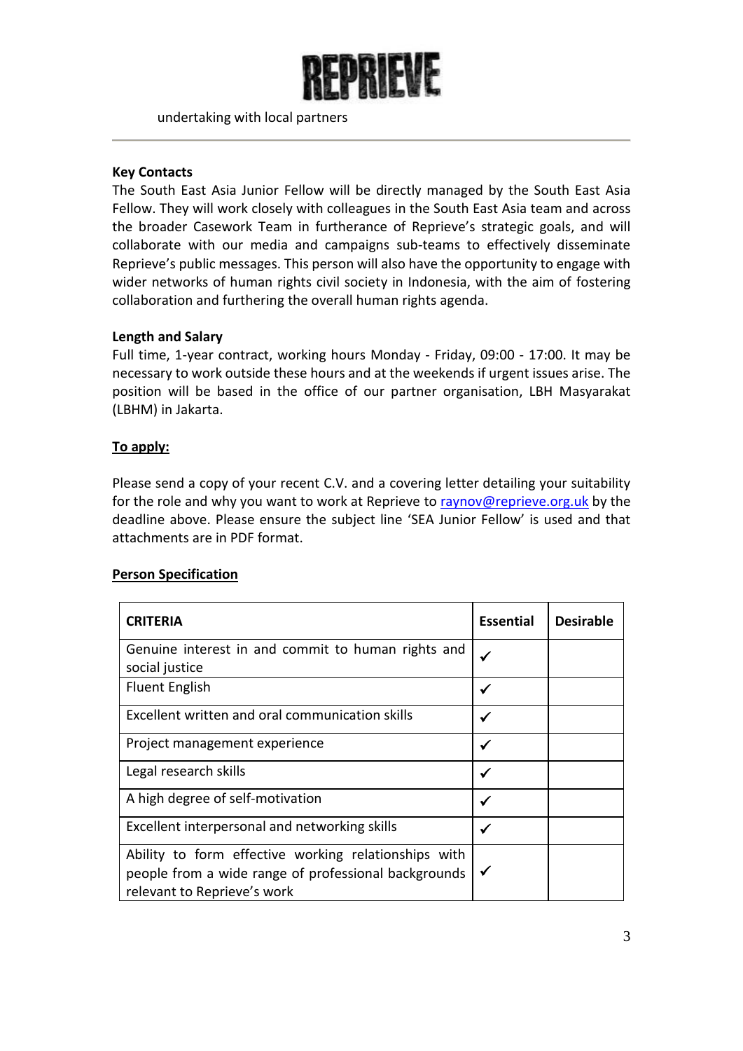undertaking with local partners

---

**Key Contacts**

The South East Asia Junior Fellow will be directly managed by the South East Asia Fellow. They will work closely with colleagues in the South East Asia team and across the broader Casework Team in furtherance of Reprieve's strategic goals, and will collaborate with our media and campaigns sub-teams to effectively disseminate Reprieve's public messages. This person will also have the opportunity to engage with wider networks of human rights civil society in Indonesia, with the aim of fostering collaboration and furthering the overall human rights agenda.

**Length and Salary**

Full time, 1-year contract, working hours Monday - Friday, 09:00 - 17:00. It may be necessary to work outside these hours and at the weekends if urgent issues arise. The position will be based in the office of our partner organisation, LBH Masyarakat (LBHM) in Jakarta.

**To apply:**

Please send a copy of your recent C.V. and a covering letter detailing your suitability for the role and why you want to work at Reprieve to raynov@reprieve.org.uk by the deadline above. Please ensure the subject line 'SEA Junior Fellow' is used and that attachments are in PDF format.

**Person Specification**

| CRITERIA | Essential | Desirable |
|---|---|---|
| Genuine interest in and commit to human rights and social justice | ✓ | |
| Fluent English | ✓ | |
| Excellent written and oral communication skills | ✓ | |
| Project management experience | ✓ | |
| Legal research skills | ✓ | |
| A high degree of self-motivation | ✓ | |
| Excellent interpersonal and networking skills | ✓ | |
| Ability to form effective working relationships with people from a wide range of professional backgrounds relevant to Reprieve's work | ✓ | |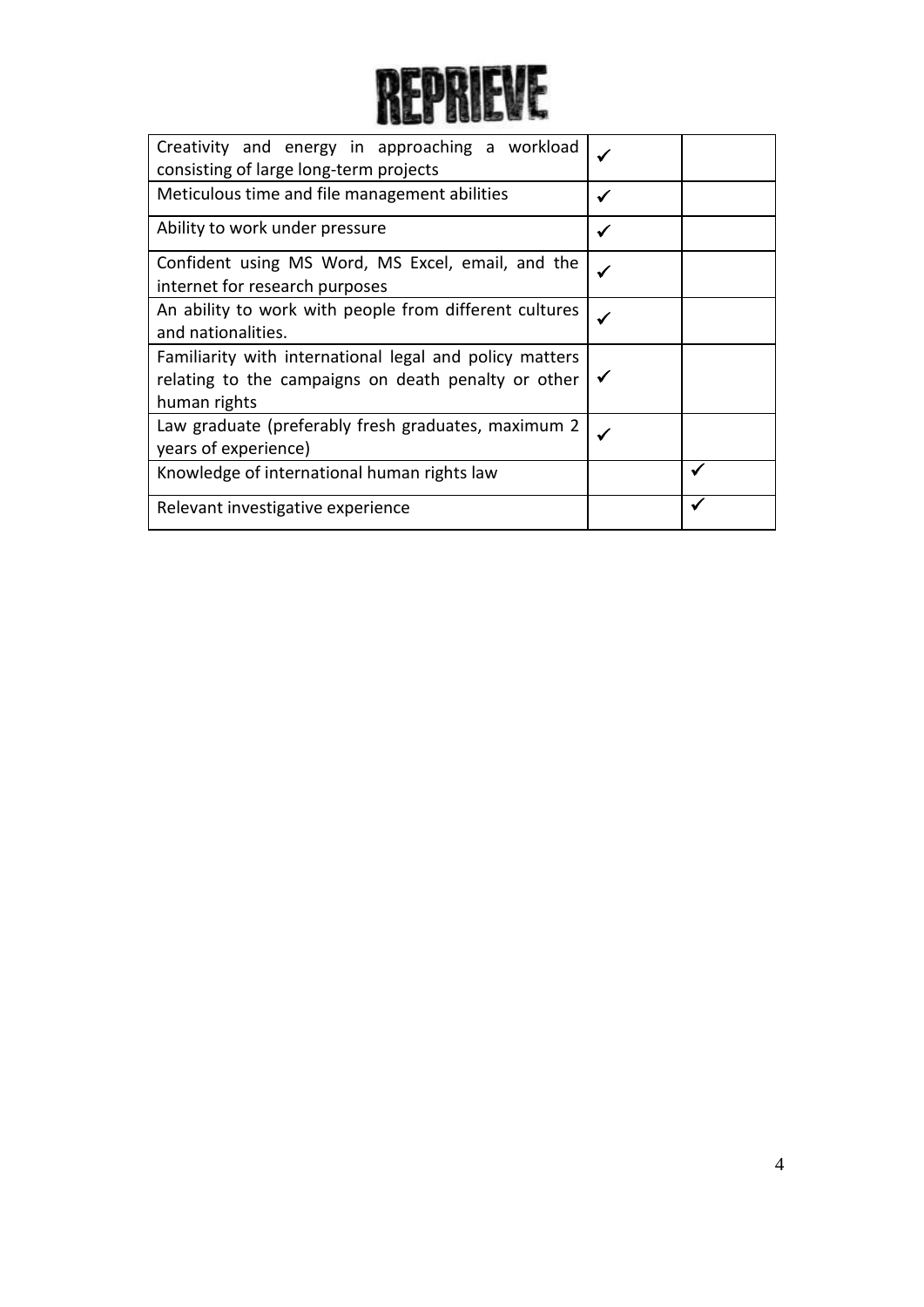# REPRIEVE

| | | |
|---|---|---|
| Creativity and energy in approaching a workload consisting of large long-term projects | ✓ | |
| Meticulous time and file management abilities | ✓ | |
| Ability to work under pressure | ✓ | |
| Confident using MS Word, MS Excel, email, and the internet for research purposes | ✓ | |
| An ability to work with people from different cultures and nationalities. | ✓ | |
| Familiarity with international legal and policy matters relating to the campaigns on death penalty or other human rights | ✓ | |
| Law graduate (preferably fresh graduates, maximum 2 years of experience) | ✓ | |
| Knowledge of international human rights law | | ✓ |
| Relevant investigative experience | | ✓ |